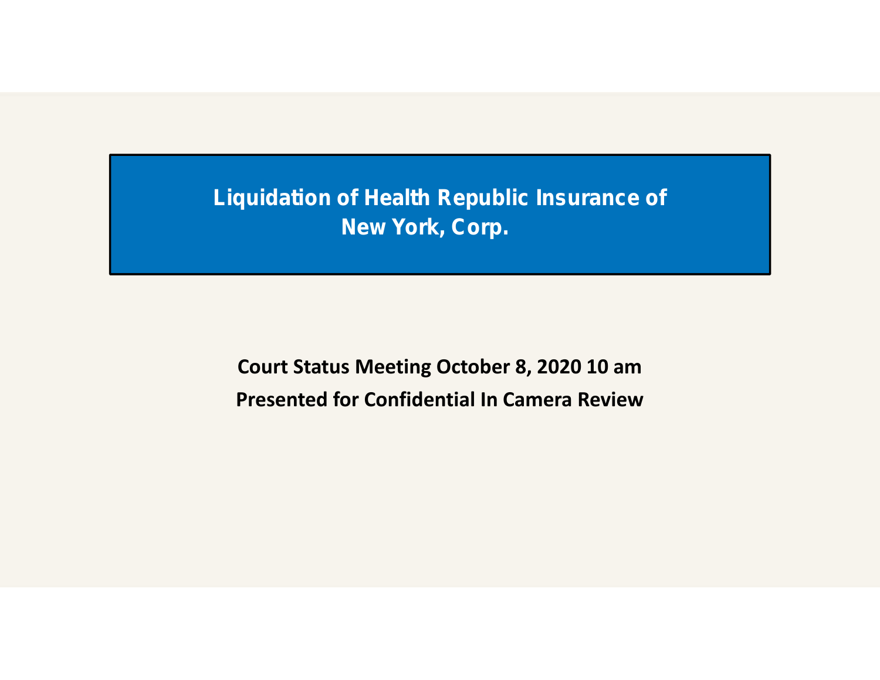# Liquidation of Health Republic Insurance of New York, Corp.

**Court Status Meeting October 8, 2020 10 am**

**Presented for Confidential In Camera Review**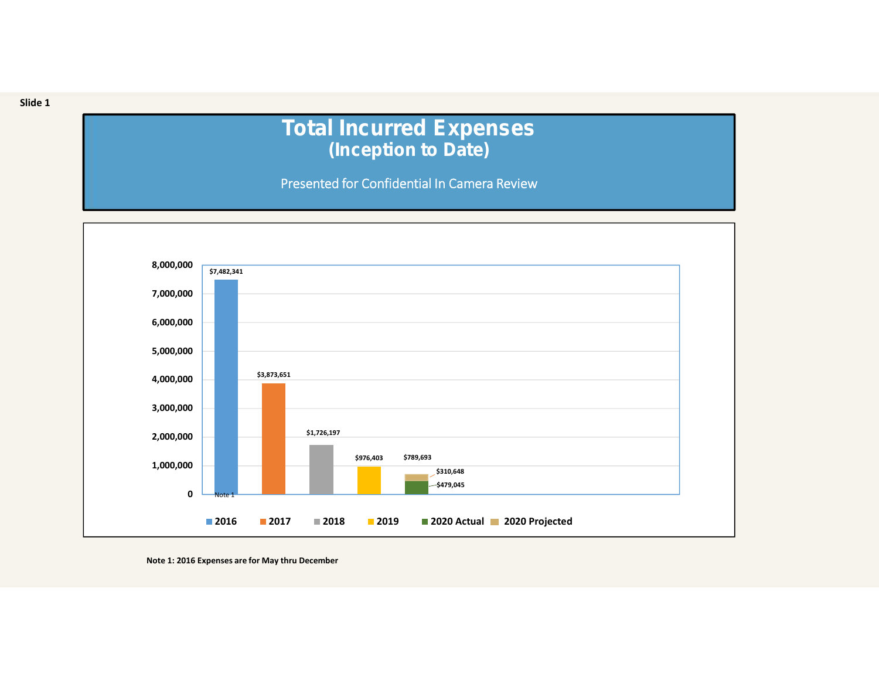Slide 1

# Total Incurred Expenses
## (Inception to Date)

Presented for Confidential In Camera Review

| Year | Total Incurred Expenses |
| --- | --- |
| 2016 (Note 1) | $7,482,341 |
| 2017 | $3,873,651 |
| 2018 | $1,726,197 |
| 2019 | $976,403 |
| 2020 | $789,693 |
| 2020 Actual | $479,045 |
| 2020 Projected | $310,648 |

**Note 1: 2016 Expenses are for May thru December**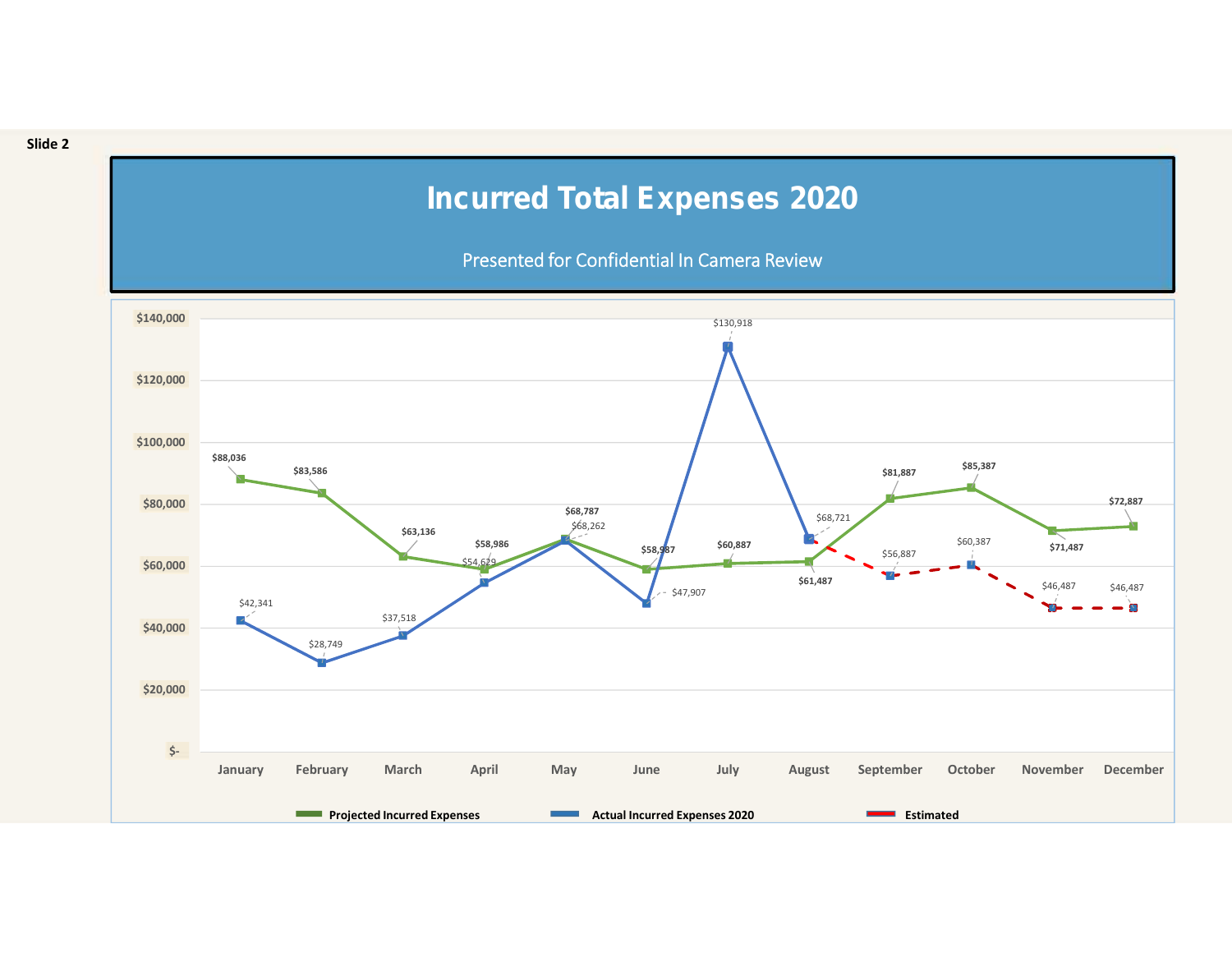Slide 2

# Incurred Total Expenses 2020

Presented for Confidential In Camera Review

| Month | Projected Incurred Expenses | Actual Incurred Expenses 2020 | Estimated |
|---|---|---|---|
| January | $88,036 | $42,341 | |
| February | $83,586 | $28,749 | |
| March | $63,136 | $37,518 | |
| April | $58,986 | $54,629 | |
| May | $68,787 | $68,262 | |
| June | $58,987 | $47,907 | |
| July | $60,887 | $130,918 | |
| August | $61,487 | $68,721 | |
| September | $81,887 | | $56,887 |
| October | $85,387 | | $60,387 |
| November | $71,487 | | $46,487 |
| December | $72,887 | | $46,487 |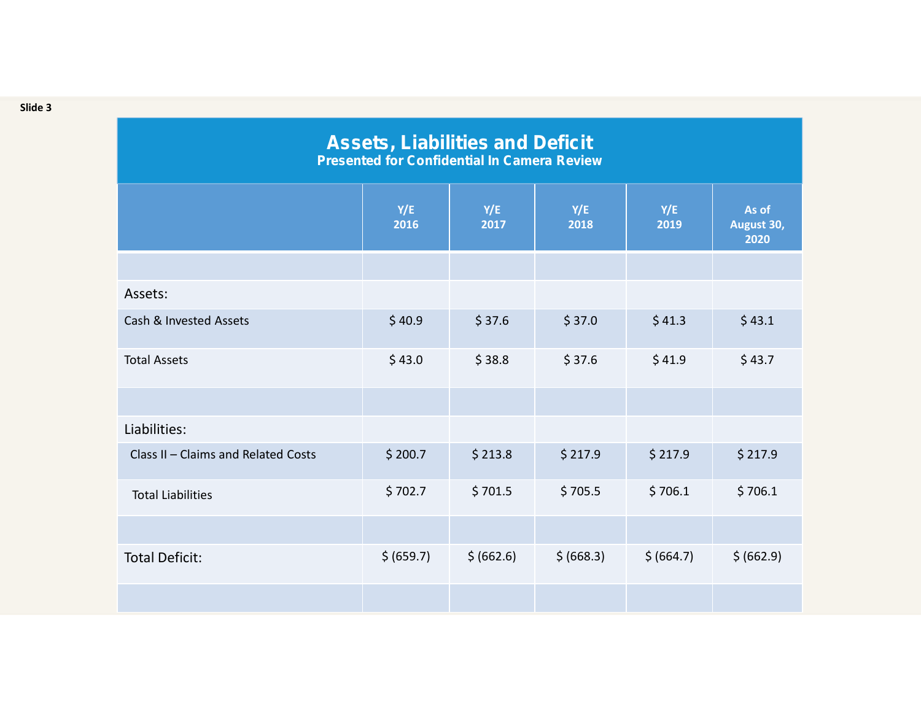Slide 3

| Assets, Liabilities and Deficit<br>Presented for Confidential In Camera Review | | | | | |
|---|---|---|---|---|---|
| | Y/E 2016 | Y/E 2017 | Y/E 2018 | Y/E 2019 | As of August 30, 2020 |
| | | | | | |
| Assets: | | | | | |
| Cash & Invested Assets | $ 40.9 | $ 37.6 | $ 37.0 | $ 41.3 | $ 43.1 |
| Total Assets | $ 43.0 | $ 38.8 | $ 37.6 | $ 41.9 | $ 43.7 |
| | | | | | |
| Liabilities: | | | | | |
| Class II – Claims and Related Costs | $ 200.7 | $ 213.8 | $ 217.9 | $ 217.9 | $ 217.9 |
| Total Liabilities | $ 702.7 | $ 701.5 | $ 705.5 | $ 706.1 | $ 706.1 |
| | | | | | |
| Total Deficit: | $ (659.7) | $ (662.6) | $ (668.3) | $ (664.7) | $ (662.9) |
| | | | | | |